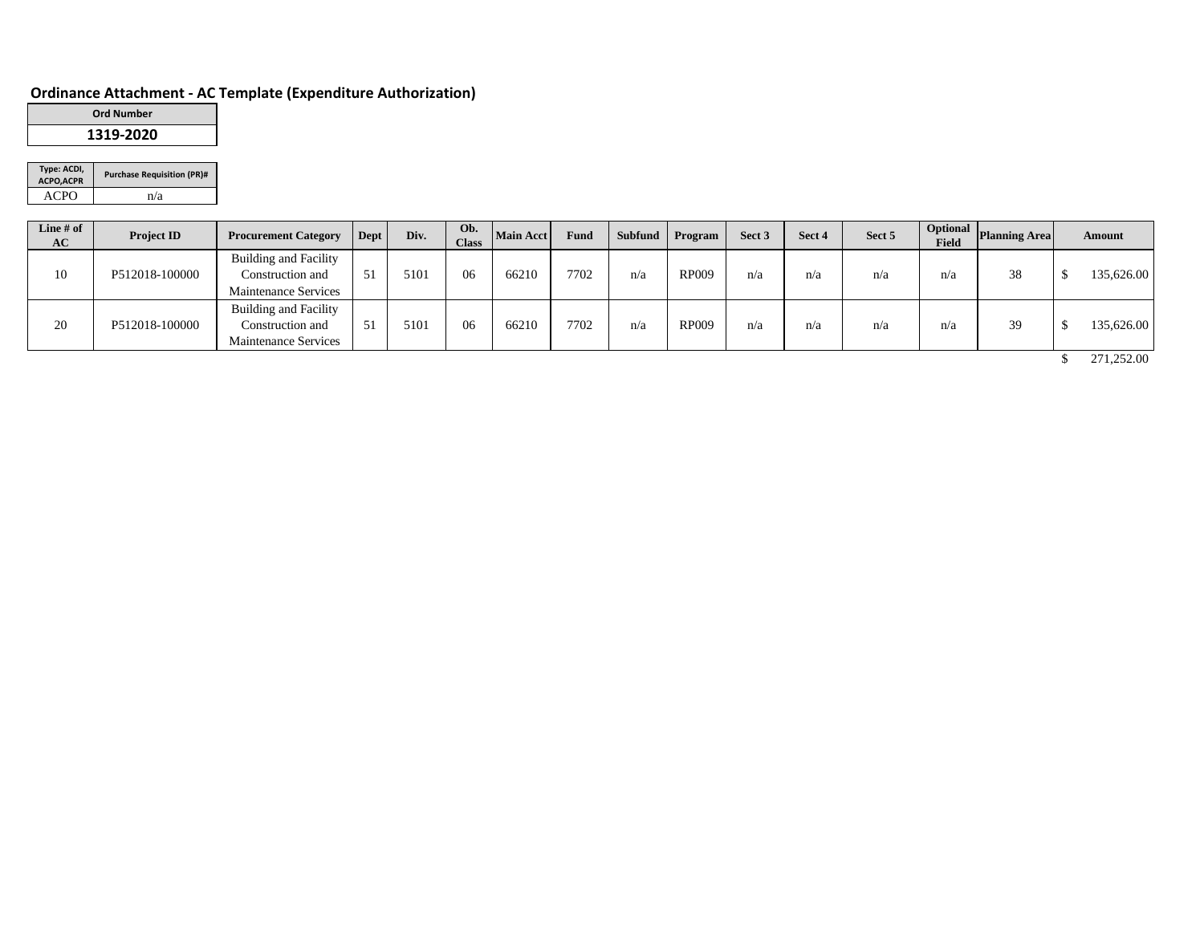## Ordinance Attachment - AC Template (Expenditure Authorization)

| Ord Number |
|---|
| 1319-2020 |

| Type: ACDI, ACPO,ACPR | Purchase Requisition (PR)# |
|---|---|
| ACPO | n/a |

| Line # of AC | Project ID | Procurement Category | Dept | Div. | Ob. Class | Main Acct | Fund | Subfund | Program | Sect 3 | Sect 4 | Sect 5 | Optional Field | Planning Area | Amount |
|---|---|---|---|---|---|---|---|---|---|---|---|---|---|---|---|
| 10 | P512018-100000 | Building and Facility Construction and Maintenance Services | 51 | 5101 | 06 | 66210 | 7702 | n/a | RP009 | n/a | n/a | n/a | n/a | 38 | $ 135,626.00 |
| 20 | P512018-100000 | Building and Facility Construction and Maintenance Services | 51 | 5101 | 06 | 66210 | 7702 | n/a | RP009 | n/a | n/a | n/a | n/a | 39 | $ 135,626.00 |
| | | | | | | | | | | | | | | | $ 271,252.00 |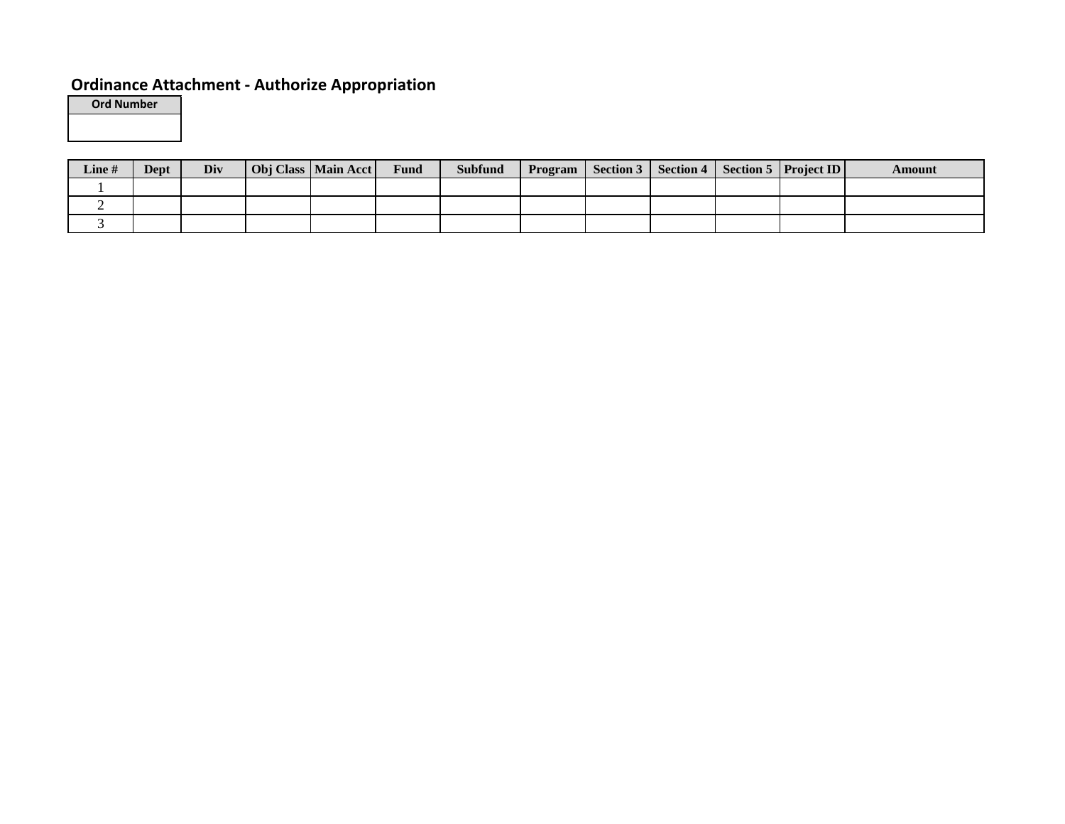## Ordinance Attachment - Authorize Appropriation

| Ord Number |
| --- |
| |

| Line # | Dept | Div | Obj Class | Main Acct | Fund | Subfund | Program | Section 3 | Section 4 | Section 5 | Project ID | Amount |
| --- | --- | --- | --- | --- | --- | --- | --- | --- | --- | --- | --- | --- |
| 1 | | | | | | | | | | | | |
| 2 | | | | | | | | | | | | |
| 3 | | | | | | | | | | | | |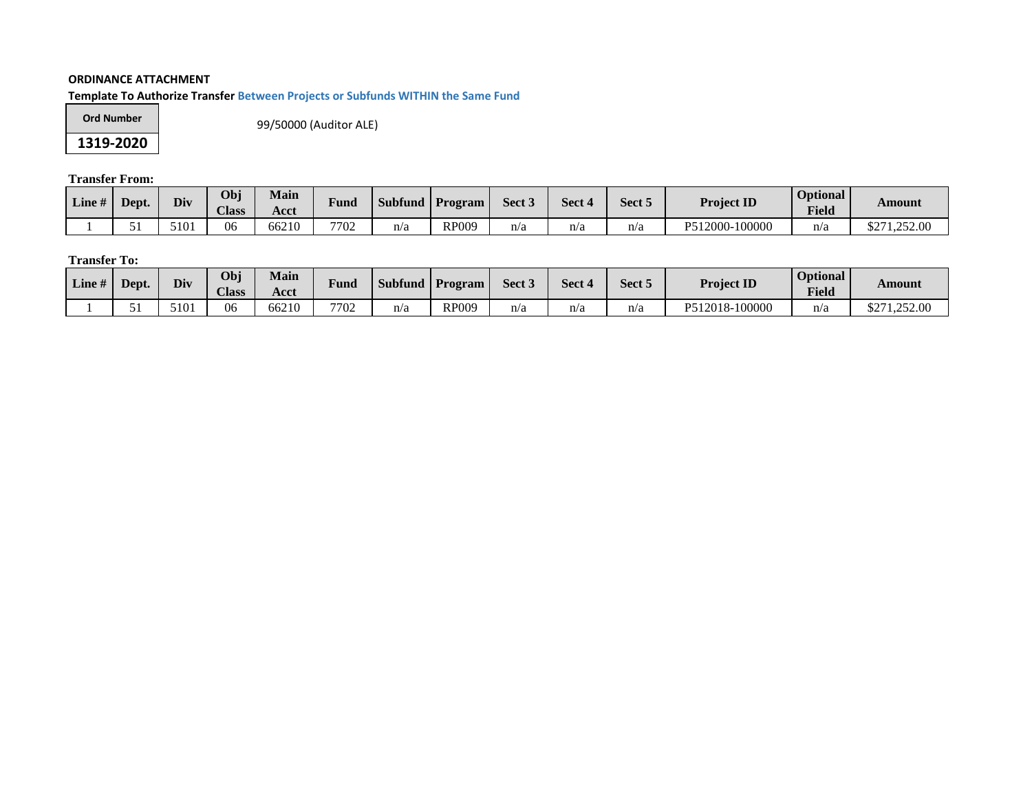**ORDINANCE ATTACHMENT**

**Template To Authorize Transfer Between Projects or Subfunds WITHIN the Same Fund**

| Ord Number |
|---|
| **1319-2020** |

99/50000 (Auditor ALE)

**Transfer From:**

| Line # | Dept. | Div | Obj Class | Main Acct | Fund | Subfund | Program | Sect 3 | Sect 4 | Sect 5 | Project ID | Optional Field | Amount |
|---|---|---|---|---|---|---|---|---|---|---|---|---|---|
| 1 | 51 | 5101 | 06 | 66210 | 7702 | n/a | RP009 | n/a | n/a | n/a | P512000-100000 | n/a | $271,252.00 |

**Transfer To:**

| Line # | Dept. | Div | Obj Class | Main Acct | Fund | Subfund | Program | Sect 3 | Sect 4 | Sect 5 | Project ID | Optional Field | Amount |
|---|---|---|---|---|---|---|---|---|---|---|---|---|---|
| 1 | 51 | 5101 | 06 | 66210 | 7702 | n/a | RP009 | n/a | n/a | n/a | P512018-100000 | n/a | $271,252.00 |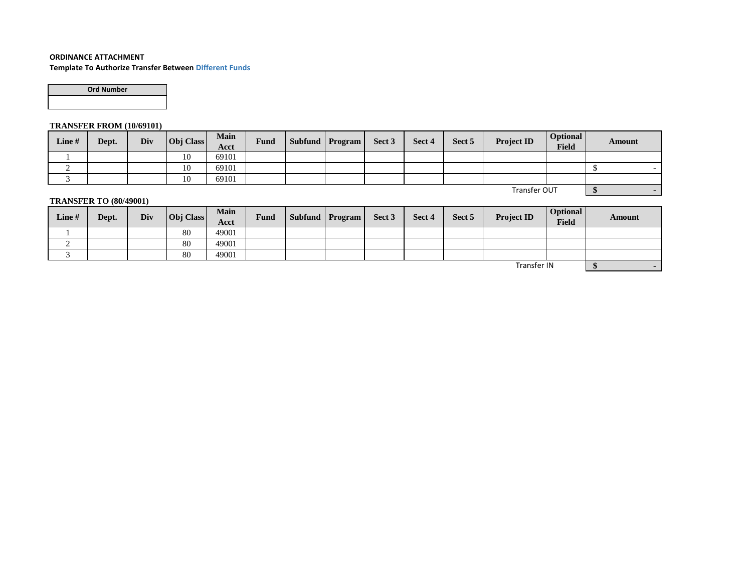**ORDINANCE ATTACHMENT**

**Template To Authorize Transfer Between Different Funds**

| Ord Number |
| --- |
| |

**TRANSFER FROM (10/69101)**

| Line # | Dept. | Div | Obj Class | Main Acct | Fund | Subfund | Program | Sect 3 | Sect 4 | Sect 5 | Project ID | Optional Field | Amount |
| --- | --- | --- | --- | --- | --- | --- | --- | --- | --- | --- | --- | --- | --- |
| 1 | | | 10 | 69101 | | | | | | | | | |
| 2 | | | 10 | 69101 | | | | | | | | | $ - |
| 3 | | | 10 | 69101 | | | | | | | | | |
| | | | | | | | | | | | | Transfer OUT | **$ -** |

**TRANSFER TO (80/49001)**

| Line # | Dept. | Div | Obj Class | Main Acct | Fund | Subfund | Program | Sect 3 | Sect 4 | Sect 5 | Project ID | Optional Field | Amount |
| --- | --- | --- | --- | --- | --- | --- | --- | --- | --- | --- | --- | --- | --- |
| 1 | | | 80 | 49001 | | | | | | | | | |
| 2 | | | 80 | 49001 | | | | | | | | | |
| 3 | | | 80 | 49001 | | | | | | | | | |
| | | | | | | | | | | | | Transfer IN | **$ -** |